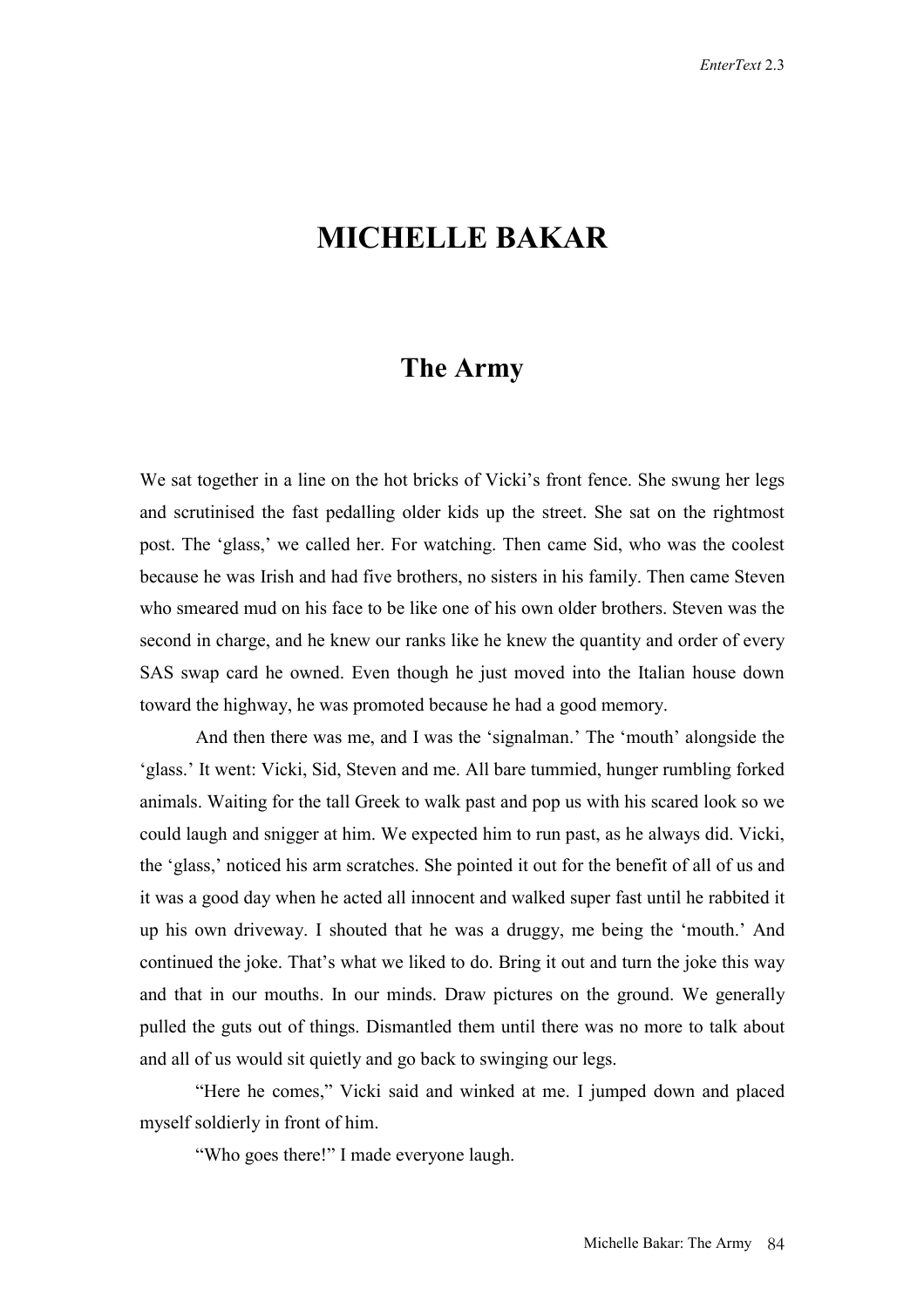# MICHELLE BAKAR

## The Army

We sat together in a line on the hot bricks of Vicki's front fence. She swung her legs and scrutinised the fast pedalling older kids up the street. She sat on the rightmost post. The 'glass,' we called her. For watching. Then came Sid, who was the coolest because he was Irish and had five brothers, no sisters in his family. Then came Steven who smeared mud on his face to be like one of his own older brothers. Steven was the second in charge, and he knew our ranks like he knew the quantity and order of every SAS swap card he owned. Even though he just moved into the Italian house down toward the highway, he was promoted because he had a good memory.

And then there was me, and I was the 'signalman.' The 'mouth' alongside the 'glass.' It went: Vicki, Sid, Steven and me. All bare tummied, hunger rumbling forked animals. Waiting for the tall Greek to walk past and pop us with his scared look so we could laugh and snigger at him. We expected him to run past, as he always did. Vicki, the 'glass,' noticed his arm scratches. She pointed it out for the benefit of all of us and it was a good day when he acted all innocent and walked super fast until he rabbited it up his own driveway. I shouted that he was a druggy, me being the 'mouth.' And continued the joke. That's what we liked to do. Bring it out and turn the joke this way and that in our mouths. In our minds. Draw pictures on the ground. We generally pulled the guts out of things. Dismantled them until there was no more to talk about and all of us would sit quietly and go back to swinging our legs.

"Here he comes," Vicki said and winked at me. I jumped down and placed myself soldierly in front of him.

"Who goes there!" I made everyone laugh.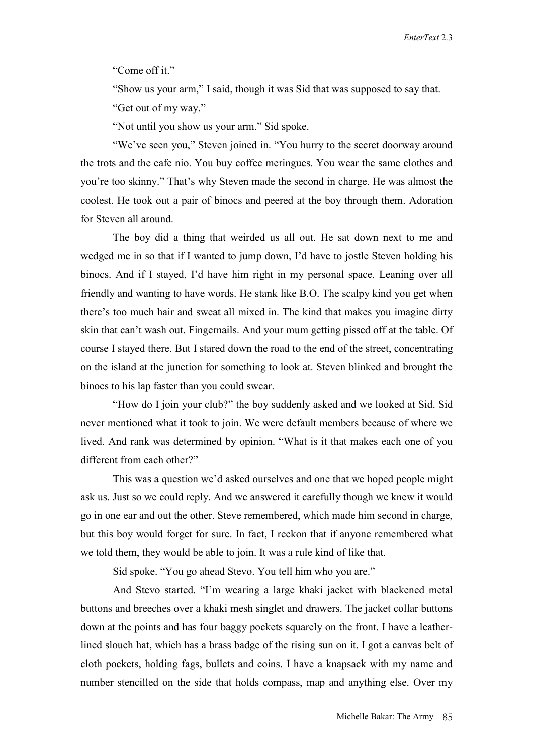"Come off it."

"Show us your arm," I said, though it was Sid that was supposed to say that.

"Get out of my way."

"Not until you show us your arm." Sid spoke.

"We've seen you," Steven joined in. "You hurry to the secret doorway around the trots and the cafe nio. You buy coffee meringues. You wear the same clothes and you're too skinny." That's why Steven made the second in charge. He was almost the coolest. He took out a pair of binocs and peered at the boy through them. Adoration for Steven all around.

The boy did a thing that weirded us all out. He sat down next to me and wedged me in so that if I wanted to jump down, I'd have to jostle Steven holding his binocs. And if I stayed, I'd have him right in my personal space. Leaning over all friendly and wanting to have words. He stank like B.O. The scalpy kind you get when there's too much hair and sweat all mixed in. The kind that makes you imagine dirty skin that can't wash out. Fingernails. And your mum getting pissed off at the table. Of course I stayed there. But I stared down the road to the end of the street, concentrating on the island at the junction for something to look at. Steven blinked and brought the binocs to his lap faster than you could swear.

"How do I join your club?" the boy suddenly asked and we looked at Sid. Sid never mentioned what it took to join. We were default members because of where we lived. And rank was determined by opinion. "What is it that makes each one of you different from each other?"

This was a question we'd asked ourselves and one that we hoped people might ask us. Just so we could reply. And we answered it carefully though we knew it would go in one ear and out the other. Steve remembered, which made him second in charge, but this boy would forget for sure. In fact, I reckon that if anyone remembered what we told them, they would be able to join. It was a rule kind of like that.

Sid spoke. "You go ahead Stevo. You tell him who you are."

And Stevo started. "I'm wearing a large khaki jacket with blackened metal buttons and breeches over a khaki mesh singlet and drawers. The jacket collar buttons down at the points and has four baggy pockets squarely on the front. I have a leather-lined slouch hat, which has a brass badge of the rising sun on it. I got a canvas belt of cloth pockets, holding fags, bullets and coins. I have a knapsack with my name and number stencilled on the side that holds compass, map and anything else. Over my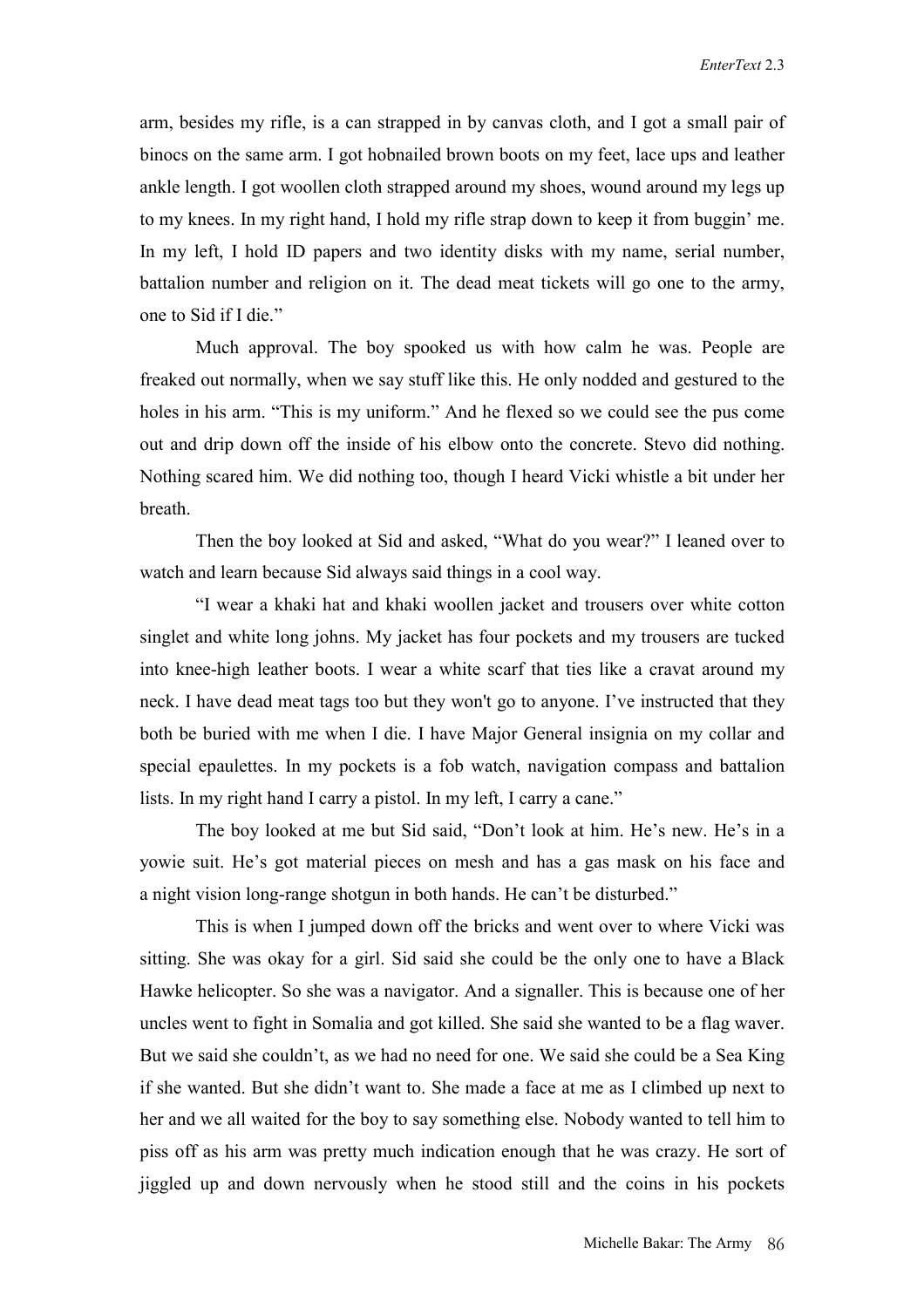arm, besides my rifle, is a can strapped in by canvas cloth, and I got a small pair of binocs on the same arm. I got hobnailed brown boots on my feet, lace ups and leather ankle length. I got woollen cloth strapped around my shoes, wound around my legs up to my knees. In my right hand, I hold my rifle strap down to keep it from buggin' me. In my left, I hold ID papers and two identity disks with my name, serial number, battalion number and religion on it. The dead meat tickets will go one to the army, one to Sid if I die."

Much approval. The boy spooked us with how calm he was. People are freaked out normally, when we say stuff like this. He only nodded and gestured to the holes in his arm. "This is my uniform." And he flexed so we could see the pus come out and drip down off the inside of his elbow onto the concrete. Stevo did nothing. Nothing scared him. We did nothing too, though I heard Vicki whistle a bit under her breath.

Then the boy looked at Sid and asked, "What do you wear?" I leaned over to watch and learn because Sid always said things in a cool way.

"I wear a khaki hat and khaki woollen jacket and trousers over white cotton singlet and white long johns. My jacket has four pockets and my trousers are tucked into knee-high leather boots. I wear a white scarf that ties like a cravat around my neck. I have dead meat tags too but they won't go to anyone. I've instructed that they both be buried with me when I die. I have Major General insignia on my collar and special epaulettes. In my pockets is a fob watch, navigation compass and battalion lists. In my right hand I carry a pistol. In my left, I carry a cane."

The boy looked at me but Sid said, "Don't look at him. He's new. He's in a yowie suit. He's got material pieces on mesh and has a gas mask on his face and a night vision long-range shotgun in both hands. He can't be disturbed."

This is when I jumped down off the bricks and went over to where Vicki was sitting. She was okay for a girl. Sid said she could be the only one to have a Black Hawke helicopter. So she was a navigator. And a signaller. This is because one of her uncles went to fight in Somalia and got killed. She said she wanted to be a flag waver. But we said she couldn't, as we had no need for one. We said she could be a Sea King if she wanted. But she didn't want to. She made a face at me as I climbed up next to her and we all waited for the boy to say something else. Nobody wanted to tell him to piss off as his arm was pretty much indication enough that he was crazy. He sort of jiggled up and down nervously when he stood still and the coins in his pockets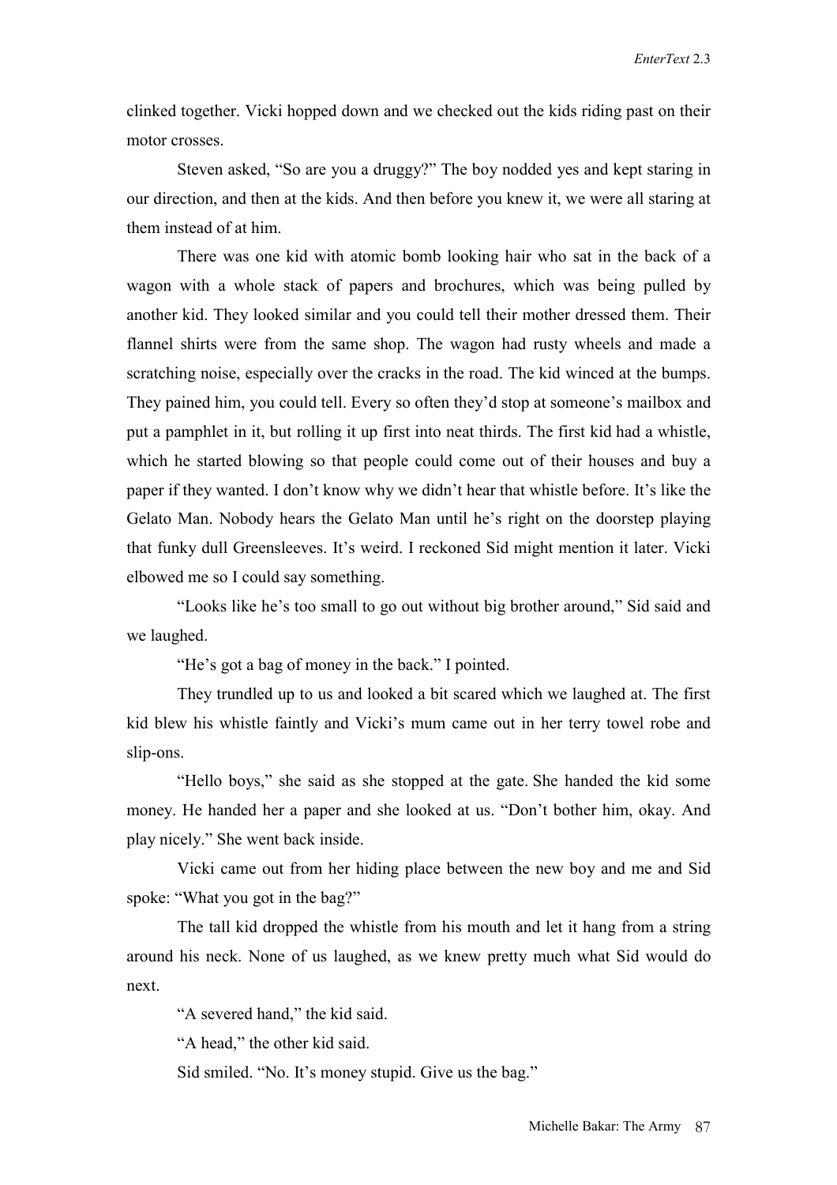clinked together. Vicki hopped down and we checked out the kids riding past on their motor crosses.

Steven asked, "So are you a druggy?" The boy nodded yes and kept staring in our direction, and then at the kids. And then before you knew it, we were all staring at them instead of at him.

There was one kid with atomic bomb looking hair who sat in the back of a wagon with a whole stack of papers and brochures, which was being pulled by another kid. They looked similar and you could tell their mother dressed them. Their flannel shirts were from the same shop. The wagon had rusty wheels and made a scratching noise, especially over the cracks in the road. The kid winced at the bumps. They pained him, you could tell. Every so often they'd stop at someone's mailbox and put a pamphlet in it, but rolling it up first into neat thirds. The first kid had a whistle, which he started blowing so that people could come out of their houses and buy a paper if they wanted. I don't know why we didn't hear that whistle before. It's like the Gelato Man. Nobody hears the Gelato Man until he's right on the doorstep playing that funky dull Greensleeves. It's weird. I reckoned Sid might mention it later. Vicki elbowed me so I could say something.

"Looks like he's too small to go out without big brother around," Sid said and we laughed.

"He's got a bag of money in the back." I pointed.

They trundled up to us and looked a bit scared which we laughed at. The first kid blew his whistle faintly and Vicki's mum came out in her terry towel robe and slip-ons.

"Hello boys," she said as she stopped at the gate. She handed the kid some money. He handed her a paper and she looked at us. "Don't bother him, okay. And play nicely." She went back inside.

Vicki came out from her hiding place between the new boy and me and Sid spoke: "What you got in the bag?"

The tall kid dropped the whistle from his mouth and let it hang from a string around his neck. None of us laughed, as we knew pretty much what Sid would do next.

"A severed hand," the kid said.

"A head," the other kid said.

Sid smiled. "No. It's money stupid. Give us the bag."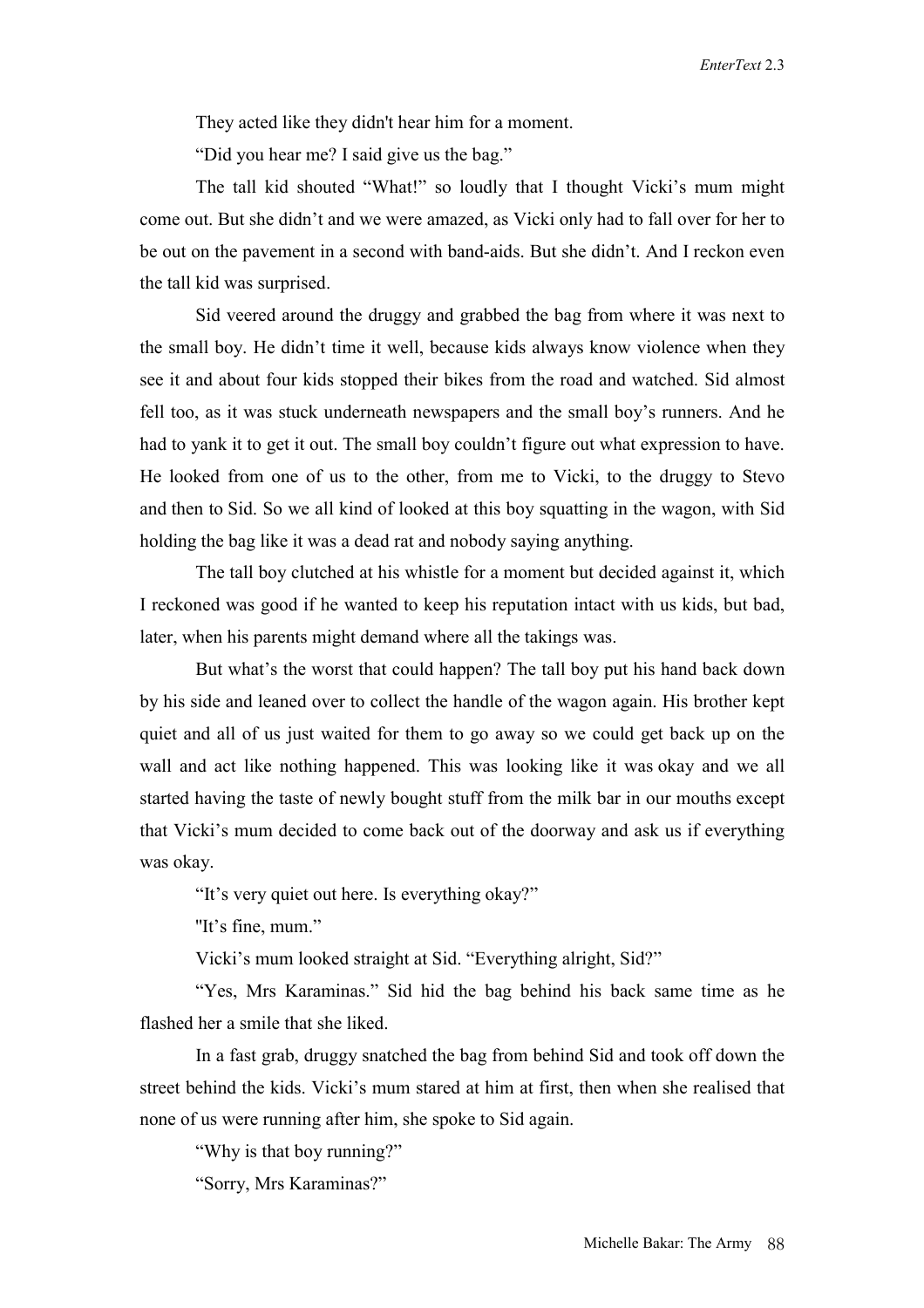They acted like they didn't hear him for a moment.

"Did you hear me? I said give us the bag."

The tall kid shouted "What!" so loudly that I thought Vicki's mum might come out. But she didn't and we were amazed, as Vicki only had to fall over for her to be out on the pavement in a second with band-aids. But she didn't. And I reckon even the tall kid was surprised.

Sid veered around the druggy and grabbed the bag from where it was next to the small boy. He didn't time it well, because kids always know violence when they see it and about four kids stopped their bikes from the road and watched. Sid almost fell too, as it was stuck underneath newspapers and the small boy's runners. And he had to yank it to get it out. The small boy couldn't figure out what expression to have. He looked from one of us to the other, from me to Vicki, to the druggy to Stevo and then to Sid. So we all kind of looked at this boy squatting in the wagon, with Sid holding the bag like it was a dead rat and nobody saying anything.

The tall boy clutched at his whistle for a moment but decided against it, which I reckoned was good if he wanted to keep his reputation intact with us kids, but bad, later, when his parents might demand where all the takings was.

But what's the worst that could happen? The tall boy put his hand back down by his side and leaned over to collect the handle of the wagon again. His brother kept quiet and all of us just waited for them to go away so we could get back up on the wall and act like nothing happened. This was looking like it was okay and we all started having the taste of newly bought stuff from the milk bar in our mouths except that Vicki's mum decided to come back out of the doorway and ask us if everything was okay.

"It's very quiet out here. Is everything okay?"

"It's fine, mum."

Vicki's mum looked straight at Sid. "Everything alright, Sid?"

"Yes, Mrs Karaminas." Sid hid the bag behind his back same time as he flashed her a smile that she liked.

In a fast grab, druggy snatched the bag from behind Sid and took off down the street behind the kids. Vicki's mum stared at him at first, then when she realised that none of us were running after him, she spoke to Sid again.

"Why is that boy running?"

"Sorry, Mrs Karaminas?"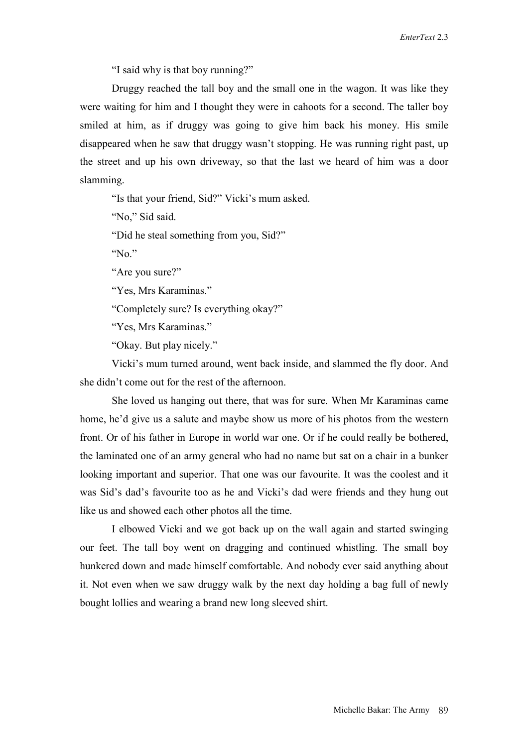"I said why is that boy running?"

Druggy reached the tall boy and the small one in the wagon. It was like they were waiting for him and I thought they were in cahoots for a second. The taller boy smiled at him, as if druggy was going to give him back his money. His smile disappeared when he saw that druggy wasn't stopping. He was running right past, up the street and up his own driveway, so that the last we heard of him was a door slamming.

"Is that your friend, Sid?" Vicki's mum asked.

"No," Sid said.

"Did he steal something from you, Sid?"

"No."

"Are you sure?"

"Yes, Mrs Karaminas."

"Completely sure? Is everything okay?"

"Yes, Mrs Karaminas."

"Okay. But play nicely."

Vicki's mum turned around, went back inside, and slammed the fly door. And she didn't come out for the rest of the afternoon.

She loved us hanging out there, that was for sure. When Mr Karaminas came home, he'd give us a salute and maybe show us more of his photos from the western front. Or of his father in Europe in world war one. Or if he could really be bothered, the laminated one of an army general who had no name but sat on a chair in a bunker looking important and superior. That one was our favourite. It was the coolest and it was Sid's dad's favourite too as he and Vicki's dad were friends and they hung out like us and showed each other photos all the time.

I elbowed Vicki and we got back up on the wall again and started swinging our feet. The tall boy went on dragging and continued whistling. The small boy hunkered down and made himself comfortable. And nobody ever said anything about it. Not even when we saw druggy walk by the next day holding a bag full of newly bought lollies and wearing a brand new long sleeved shirt.